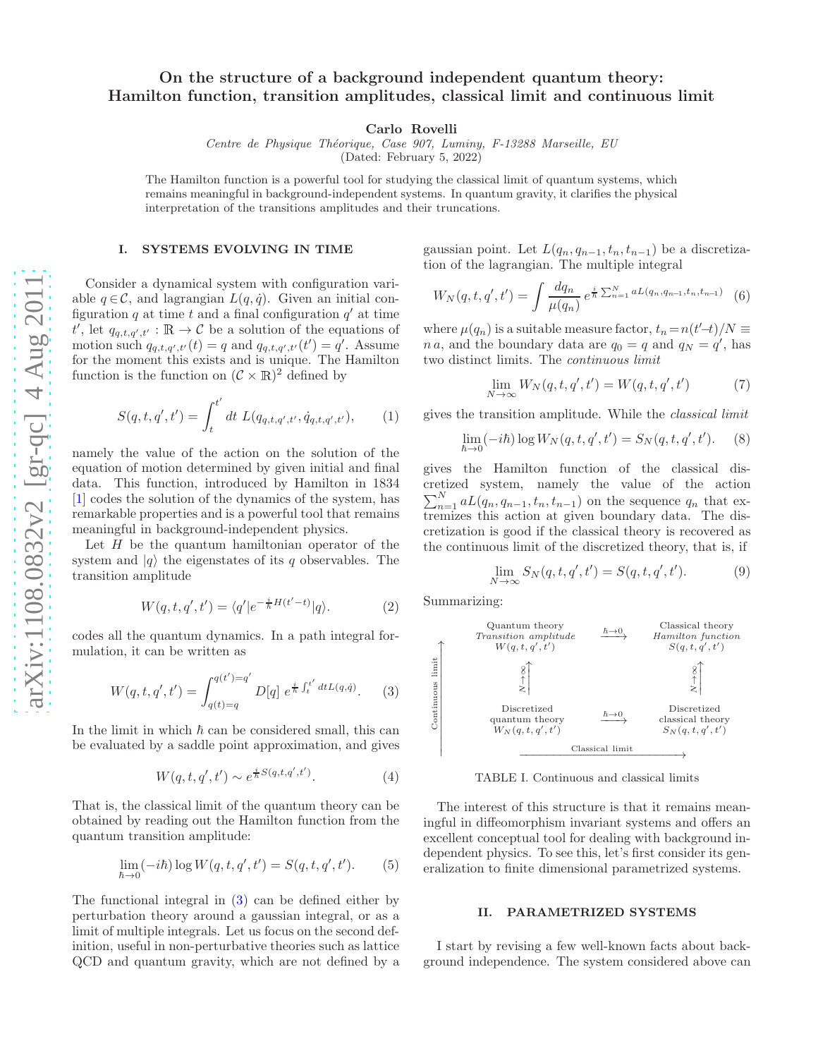# On the structure of a background independent quantum theory: Hamilton function, transition amplitudes, classical limit and continuous limit

**Carlo Rovelli**

*Centre de Physique Théorique, Case 907, Luminy, F-13288 Marseille, EU*

(Dated: February 5, 2022)

The Hamilton function is a powerful tool for studying the classical limit of quantum systems, which remains meaningful in background-independent systems. In quantum gravity, it clarifies the physical interpretation of the transitions amplitudes and their truncations.

## I. SYSTEMS EVOLVING IN TIME

Consider a dynamical system with configuration variable $q \in \mathcal{C}$, and lagrangian $L(q, \dot{q})$. Given an initial configuration $q$ at time $t$ and a final configuration $q'$ at time $t'$, let $q_{q,t,q',t'} : \mathbb{R} \to \mathcal{C}$ be a solution of the equations of motion such $q_{q,t,q',t'}(t) = q$ and $q_{q,t,q',t'}(t') = q'$. Assume for the moment this exists and is unique. The Hamilton function is the function on $(\mathcal{C} \times \mathbb{R})^2$ defined by

$$S(q,t,q',t') = \int_t^{t'} dt \; L(q_{q,t,q',t'}, \dot{q}_{q,t,q',t'}), \tag{1}$$

namely the value of the action on the solution of the equation of motion determined by given initial and final data. This function, introduced by Hamilton in 1834 [1] codes the solution of the dynamics of the system, has remarkable properties and is a powerful tool that remains meaningful in background-independent physics.

Let $H$ be the quantum hamiltonian operator of the system and $|q\rangle$ the eigenstates of its $q$ observables. The transition amplitude

$$W(q,t,q',t') = \langle q' | e^{-\frac{i}{\hbar} H(t'-t)} | q \rangle. \tag{2}$$

codes all the quantum dynamics. In a path integral formulation, it can be written as

$$W(q,t,q',t') = \int_{q(t)=q}^{q(t')=q'} D[q] \; e^{\frac{i}{\hbar}\int_t^{t'} dt L(q,\dot{q})}. \tag{3}$$

In the limit in which $\hbar$ can be considered small, this can be evaluated by a saddle point approximation, and gives

$$W(q,t,q',t') \sim e^{\frac{i}{\hbar} S(q,t,q',t')}. \tag{4}$$

That is, the classical limit of the quantum theory can be obtained by reading out the Hamilton function from the quantum transition amplitude:

$$\lim_{\hbar \to 0} (-i\hbar) \log W(q,t,q',t') = S(q,t,q',t'). \tag{5}$$

The functional integral in (3) can be defined either by perturbation theory around a gaussian integral, or as a limit of multiple integrals. Let us focus on the second definition, useful in non-perturbative theories such as lattice QCD and quantum gravity, which are not defined by a gaussian point. Let $L(q_n, q_{n-1}, t_n, t_{n-1})$ be a discretization of the lagrangian. The multiple integral

$$W_N(q,t,q',t') = \int \frac{dq_n}{\mu(q_n)} \; e^{\frac{i}{\hbar}\sum_{n=1}^{N} aL(q_n,q_{n-1},t_n,t_{n-1})} \tag{6}$$

where $\mu(q_n)$ is a suitable measure factor, $t_n = n(t'-t)/N \equiv n\,a$, and the boundary data are $q_0 = q$ and $q_N = q'$, has two distinct limits. The *continuous limit*

$$\lim_{N\to\infty} W_N(q,t,q',t') = W(q,t,q',t') \tag{7}$$

gives the transition amplitude. While the *classical limit*

$$\lim_{\hbar \to 0} (-i\hbar) \log W_N(q,t,q',t') = S_N(q,t,q',t'). \tag{8}$$

gives the Hamilton function of the classical discretized system, namely the value of the action $\sum_{n=1}^{N} aL(q_n, q_{n-1}, t_n, t_{n-1})$ on the sequence $q_n$ that extremizes this action at given boundary data. The discretization is good if the classical theory is recovered as the continuous limit of the discretized theory, that is, if

$$\lim_{N\to\infty} S_N(q,t,q',t') = S(q,t,q',t'). \tag{9}$$

Summarizing:

| Continuous limit ↑ | | | |
|---|---|---|---|
| | Quantum theory<br>*Transition amplitude*<br>$W(q,t,q',t')$ | $\xrightarrow{\hbar\to 0}$ | Classical theory<br>*Hamilton function*<br>$S(q,t,q',t')$ |
| | $\uparrow N\to\infty$ | | $\uparrow N\to\infty$ |
| | Discretized<br>quantum theory<br>$W_N(q,t,q',t')$ | $\xrightarrow{\hbar\to 0}$ | Discretized<br>classical theory<br>$S_N(q,t,q',t')$ |
| | Classical limit → | | |

TABLE I. Continuous and classical limits

The interest of this structure is that it remains meaningful in diffeomorphism invariant systems and offers an excellent conceptual tool for dealing with background independent physics. To see this, let's first consider its generalization to finite dimensional parametrized systems.

## II. PARAMETRIZED SYSTEMS

I start by revising a few well-known facts about background independence. The system considered above can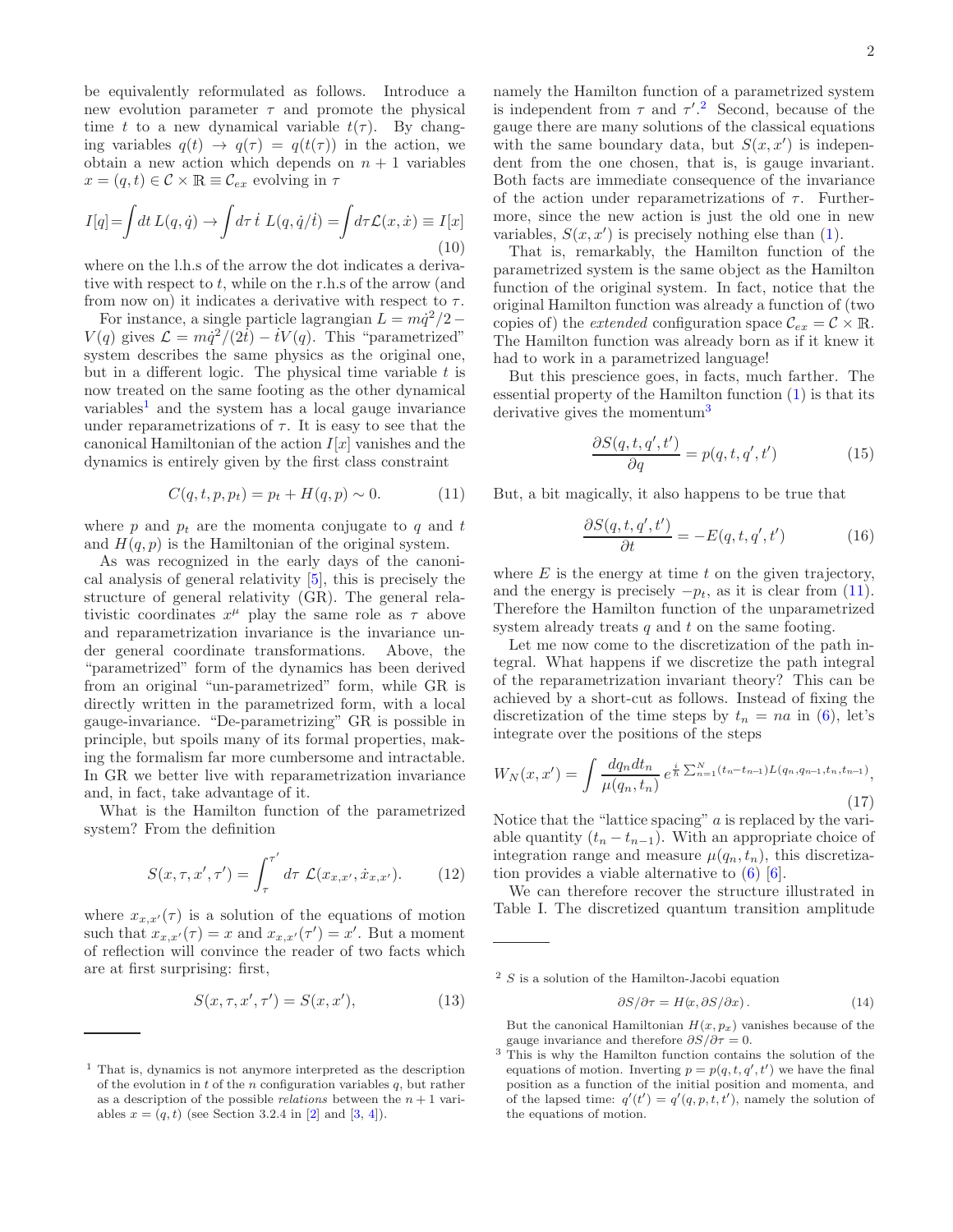be equivalently reformulated as follows. Introduce a new evolution parameter $\tau$ and promote the physical time $t$ to a new dynamical variable $t(\tau)$. By changing variables $q(t) \to q(\tau) = q(t(\tau))$ in the action, we obtain a new action which depends on $n+1$ variables $x = (q, t) \in \mathcal{C} \times \mathbb{R} \equiv \mathcal{C}_{ex}$ evolving in $\tau$

$$I[q] = \int dt\, L(q, \dot{q}) \to \int d\tau\, \dot{t}\; L(q, \dot{q}/\dot{t}) = \int d\tau \mathcal{L}(x, \dot{x}) \equiv I[x] \tag{10}$$

where on the l.h.s of the arrow the dot indicates a derivative with respect to $t$, while on the r.h.s of the arrow (and from now on) it indicates a derivative with respect to $\tau$.

For instance, a single particle lagrangian $L = m\dot{q}^2/2 - V(q)$ gives $\mathcal{L} = m\dot{q}^2/(2\dot{t}) - \dot{t}V(q)$. This "parametrized" system describes the same physics as the original one, but in a different logic. The physical time variable $t$ is now treated on the same footing as the other dynamical variables[1] and the system has a local gauge invariance under reparametrizations of $\tau$. It is easy to see that the canonical Hamiltonian of the action $I[x]$ vanishes and the dynamics is entirely given by the first class constraint

$$C(q, t, p, p_t) = p_t + H(q, p) \sim 0. \tag{11}$$

where $p$ and $p_t$ are the momenta conjugate to $q$ and $t$ and $H(q, p)$ is the Hamiltonian of the original system.

As was recognized in the early days of the canonical analysis of general relativity [5], this is precisely the structure of general relativity (GR). The general relativistic coordinates $x^\mu$ play the same role as $\tau$ above and reparametrization invariance is the invariance under general coordinate transformations. Above, the "parametrized" form of the dynamics has been derived from an original "un-parametrized" form, while GR is directly written in the parametrized form, with a local gauge-invariance. "De-parametrizing" GR is possible in principle, but spoils many of its formal properties, making the formalism far more cumbersome and intractable. In GR we better live with reparametrization invariance and, in fact, take advantage of it.

What is the Hamilton function of the parametrized system? From the definition

$$S(x, \tau, x', \tau') = \int_\tau^{\tau'} d\tau\; \mathcal{L}(x_{x,x'}, \dot{x}_{x,x'}). \tag{12}$$

where $x_{x,x'}(\tau)$ is a solution of the equations of motion such that $x_{x,x'}(\tau) = x$ and $x_{x,x'}(\tau') = x'$. But a moment of reflection will convince the reader of two facts which are at first surprising: first,

$$S(x, \tau, x', \tau') = S(x, x'), \tag{13}$$

namely the Hamilton function of a parametrized system is independent from $\tau$ and $\tau'$.[2] Second, because of the gauge there are many solutions of the classical equations with the same boundary data, but $S(x, x')$ is independent from the one chosen, that is, is gauge invariant. Both facts are immediate consequence of the invariance of the action under reparametrizations of $\tau$. Furthermore, since the new action is just the old one in new variables, $S(x, x')$ is precisely nothing else than (1).

That is, remarkably, the Hamilton function of the parametrized system is the same object as the Hamilton function of the original system. In fact, notice that the original Hamilton function was already a function of (two copies of) the *extended* configuration space $\mathcal{C}_{ex} = \mathcal{C} \times \mathbb{R}$. The Hamilton function was already born as if it knew it had to work in a parametrized language!

But this prescience goes, in facts, much farther. The essential property of the Hamilton function (1) is that its derivative gives the momentum[3]

$$\frac{\partial S(q, t, q', t')}{\partial q} = p(q, t, q', t') \tag{15}$$

But, a bit magically, it also happens to be true that

$$\frac{\partial S(q, t, q', t')}{\partial t} = -E(q, t, q', t') \tag{16}$$

where $E$ is the energy at time $t$ on the given trajectory, and the energy is precisely $-p_t$, as it is clear from (11). Therefore the Hamilton function of the unparametrized system already treats $q$ and $t$ on the same footing.

Let me now come to the discretization of the path integral. What happens if we discretize the path integral of the reparametrization invariant theory? This can be achieved by a short-cut as follows. Instead of fixing the discretization of the time steps by $t_n = na$ in (6), let's integrate over the positions of the steps

$$W_N(x, x') = \int \frac{dq_n dt_n}{\mu(q_n, t_n)}\, e^{\frac{i}{\hbar}\sum_{n=1}^{N}(t_n - t_{n-1})L(q_n, q_{n-1}, t_n, t_{n-1})}, \tag{17}$$

Notice that the "lattice spacing" $a$ is replaced by the variable quantity $(t_n - t_{n-1})$. With an appropriate choice of integration range and measure $\mu(q_n, t_n)$, this discretization provides a viable alternative to (6) [6].

We can therefore recover the structure illustrated in Table I. The discretized quantum transition amplitude

---

[1] That is, dynamics is not anymore interpreted as the description of the evolution in $t$ of the $n$ configuration variables $q$, but rather as a description of the possible *relations* between the $n+1$ variables $x = (q, t)$ (see Section 3.2.4 in [2] and [3, 4]).

[2] $S$ is a solution of the Hamilton-Jacobi equation

$$\partial S/\partial\tau = H(x, \partial S/\partial x). \tag{14}$$

But the canonical Hamiltonian $H(x, p_x)$ vanishes because of the gauge invariance and therefore $\partial S/\partial\tau = 0$.

[3] This is why the Hamilton function contains the solution of the equations of motion. Inverting $p = p(q, t, q', t')$ we have the final position as a function of the initial position and momenta, and of the lapsed time: $q'(t') = q'(q, p, t, t')$, namely the solution of the equations of motion.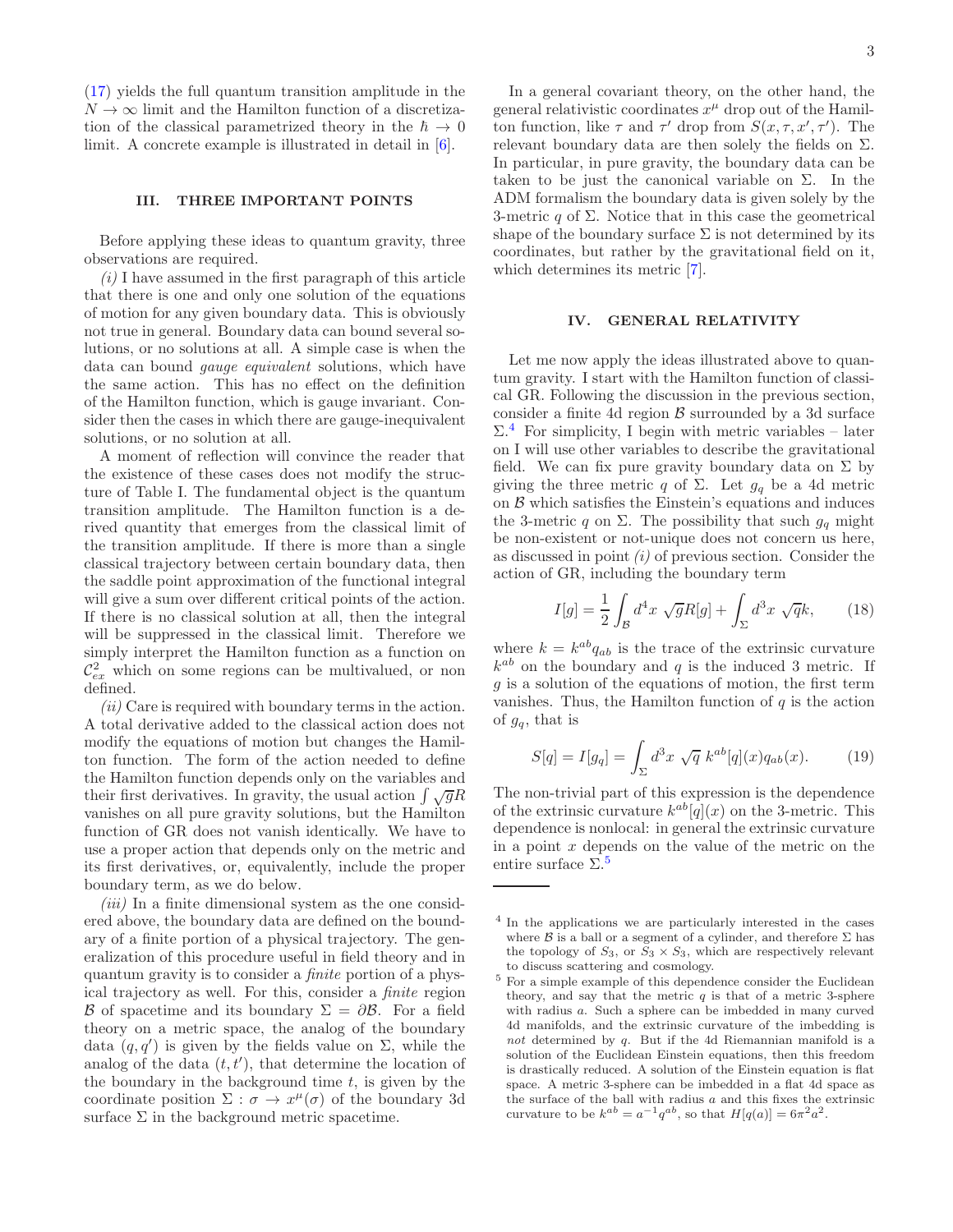(17) yields the full quantum transition amplitude in the $N \to \infty$ limit and the Hamilton function of a discretization of the classical parametrized theory in the $\hbar \to 0$ limit. A concrete example is illustrated in detail in [6].

## III. THREE IMPORTANT POINTS

Before applying these ideas to quantum gravity, three observations are required.

*(i)* I have assumed in the first paragraph of this article that there is one and only one solution of the equations of motion for any given boundary data. This is obviously not true in general. Boundary data can bound several solutions, or no solutions at all. A simple case is when the data can bound *gauge equivalent* solutions, which have the same action. This has no effect on the definition of the Hamilton function, which is gauge invariant. Consider then the cases in which there are gauge-inequivalent solutions, or no solution at all.

A moment of reflection will convince the reader that the existence of these cases does not modify the structure of Table I. The fundamental object is the quantum transition amplitude. The Hamilton function is a derived quantity that emerges from the classical limit of the transition amplitude. If there is more than a single classical trajectory between certain boundary data, then the saddle point approximation of the functional integral will give a sum over different critical points of the action. If there is no classical solution at all, then the integral will be suppressed in the classical limit. Therefore we simply interpret the Hamilton function as a function on $\mathcal{C}^2_{ex}$ which on some regions can be multivalued, or non defined.

*(ii)* Care is required with boundary terms in the action. A total derivative added to the classical action does not modify the equations of motion but changes the Hamilton function. The form of the action needed to define the Hamilton function depends only on the variables and their first derivatives. In gravity, the usual action $\int \sqrt{g}R$ vanishes on all pure gravity solutions, but the Hamilton function of GR does not vanish identically. We have to use a proper action that depends only on the metric and its first derivatives, or, equivalently, include the proper boundary term, as we do below.

*(iii)* In a finite dimensional system as the one considered above, the boundary data are defined on the boundary of a finite portion of a physical trajectory. The generalization of this procedure useful in field theory and in quantum gravity is to consider a *finite* portion of a physical trajectory as well. For this, consider a *finite* region $\mathcal{B}$ of spacetime and its boundary $\Sigma = \partial\mathcal{B}$. For a field theory on a metric space, the analog of the boundary data $(q, q')$ is given by the fields value on $\Sigma$, while the analog of the data $(t, t')$, that determine the location of the boundary in the background time $t$, is given by the coordinate position $\Sigma : \sigma \to x^\mu(\sigma)$ of the boundary 3d surface $\Sigma$ in the background metric spacetime.

In a general covariant theory, on the other hand, the general relativistic coordinates $x^\mu$ drop out of the Hamilton function, like $\tau$ and $\tau'$ drop from $S(x, \tau, x', \tau')$. The relevant boundary data are then solely the fields on $\Sigma$. In particular, in pure gravity, the boundary data can be taken to be just the canonical variable on $\Sigma$. In the ADM formalism the boundary data is given solely by the 3-metric $q$ of $\Sigma$. Notice that in this case the geometrical shape of the boundary surface $\Sigma$ is not determined by its coordinates, but rather by the gravitational field on it, which determines its metric [7].

## IV. GENERAL RELATIVITY

Let me now apply the ideas illustrated above to quantum gravity. I start with the Hamilton function of classical GR. Following the discussion in the previous section, consider a finite 4d region $\mathcal{B}$ surrounded by a 3d surface $\Sigma$.[4] For simplicity, I begin with metric variables – later on I will use other variables to describe the gravitational field. We can fix pure gravity boundary data on $\Sigma$ by giving the three metric $q$ of $\Sigma$. Let $g_q$ be a 4d metric on $\mathcal{B}$ which satisfies the Einstein's equations and induces the 3-metric $q$ on $\Sigma$. The possibility that such $g_q$ might be non-existent or not-unique does not concern us here, as discussed in point *(i)* of previous section. Consider the action of GR, including the boundary term

$$I[g] = \frac{1}{2}\int_{\mathcal{B}} d^4x\ \sqrt{g}R[g] + \int_{\Sigma} d^3x\ \sqrt{q}k, \tag{18}$$

where $k = k^{ab}q_{ab}$ is the trace of the extrinsic curvature $k^{ab}$ on the boundary and $q$ is the induced 3 metric. If $g$ is a solution of the equations of motion, the first term vanishes. Thus, the Hamilton function of $q$ is the action of $g_q$, that is

$$S[q] = I[g_q] = \int_{\Sigma} d^3x\ \sqrt{q}\ k^{ab}[q](x)q_{ab}(x). \tag{19}$$

The non-trivial part of this expression is the dependence of the extrinsic curvature $k^{ab}[q](x)$ on the 3-metric. This dependence is nonlocal: in general the extrinsic curvature in a point $x$ depends on the value of the metric on the entire surface $\Sigma$.[5]

---

[4] In the applications we are particularly interested in the cases where $\mathcal{B}$ is a ball or a segment of a cylinder, and therefore $\Sigma$ has the topology of $S_3$, or $S_3 \times S_3$, which are respectively relevant to discuss scattering and cosmology.

[5] For a simple example of this dependence consider the Euclidean theory, and say that the metric $q$ is that of a metric 3-sphere with radius $a$. Such a sphere can be imbedded in many curved 4d manifolds, and the extrinsic curvature of the imbedding is *not* determined by $q$. But if the 4d Riemannian manifold is a solution of the Euclidean Einstein equations, then this freedom is drastically reduced. A solution of the Einstein equation is flat space. A metric 3-sphere can be imbedded in a flat 4d space as the surface of the ball with radius $a$ and this fixes the extrinsic curvature to be $k^{ab} = a^{-1}q^{ab}$, so that $H[q(a)] = 6\pi^2 a^2$.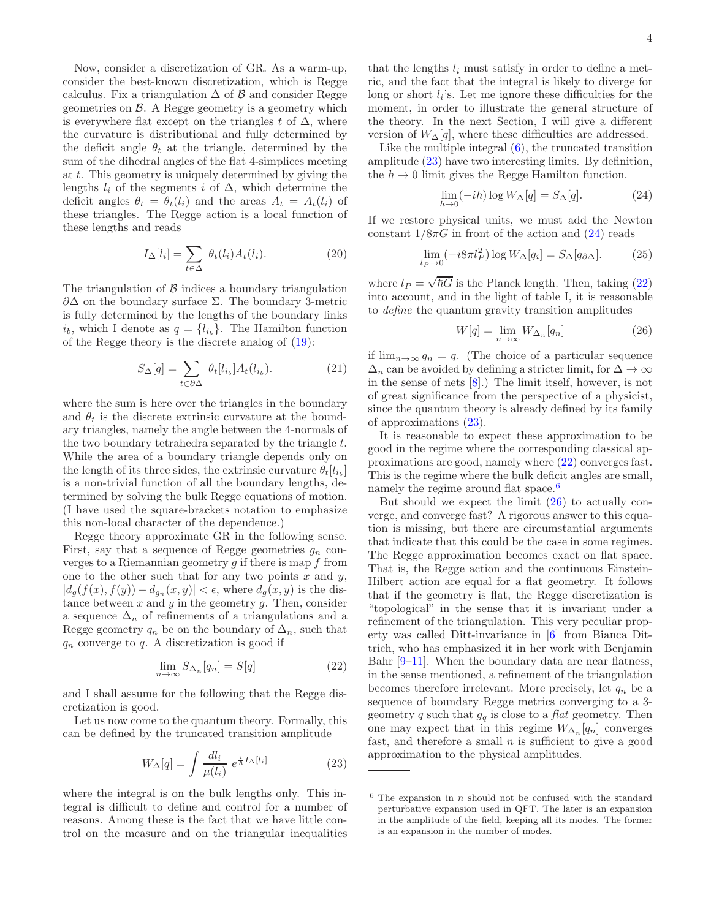Now, consider a discretization of GR. As a warm-up, consider the best-known discretization, which is Regge calculus. Fix a triangulation $\Delta$ of $\mathcal{B}$ and consider Regge geometries on $\mathcal{B}$. A Regge geometry is a geometry which is everywhere flat except on the triangles $t$ of $\Delta$, where the curvature is distributional and fully determined by the deficit angle $\theta_t$ at the triangle, determined by the sum of the dihedral angles of the flat 4-simplices meeting at $t$. This geometry is uniquely determined by giving the lengths $l_i$ of the segments $i$ of $\Delta$, which determine the deficit angles $\theta_t = \theta_t(l_i)$ and the areas $A_t = A_t(l_i)$ of these triangles. The Regge action is a local function of these lengths and reads

$$I_\Delta[l_i] = \sum_{t\in\Delta} \theta_t(l_i) A_t(l_i). \tag{20}$$

The triangulation of $\mathcal{B}$ indices a boundary triangulation $\partial\Delta$ on the boundary surface $\Sigma$. The boundary 3-metric is fully determined by the lengths of the boundary links $i_b$, which I denote as $q = \{l_{i_b}\}$. The Hamilton function of the Regge theory is the discrete analog of (19):

$$S_\Delta[q] = \sum_{t\in\partial\Delta} \theta_t[l_{i_b}] A_t(l_{i_b}). \tag{21}$$

where the sum is here over the triangles in the boundary and $\theta_t$ is the discrete extrinsic curvature at the boundary triangles, namely the angle between the 4-normals of the two boundary tetrahedra separated by the triangle $t$. While the area of a boundary triangle depends only on the length of its three sides, the extrinsic curvature $\theta_t[l_{i_b}]$ is a non-trivial function of all the boundary lengths, determined by solving the bulk Regge equations of motion. (I have used the square-brackets notation to emphasize this non-local character of the dependence.)

Regge theory approximate GR in the following sense. First, say that a sequence of Regge geometries $g_n$ converges to a Riemannian geometry $g$ if there is map $f$ from one to the other such that for any two points $x$ and $y$, $|d_g(f(x), f(y)) - d_{g_n}(x, y)| < \epsilon$, where $d_g(x, y)$ is the distance between $x$ and $y$ in the geometry $g$. Then, consider a sequence $\Delta_n$ of refinements of a triangulations and a Regge geometry $q_n$ be on the boundary of $\Delta_n$, such that $q_n$ converge to $q$. A discretization is good if

$$\lim_{n\to\infty} S_{\Delta_n}[q_n] = S[q] \tag{22}$$

and I shall assume for the following that the Regge discretization is good.

Let us now come to the quantum theory. Formally, this can be defined by the truncated transition amplitude

$$W_\Delta[q] = \int \frac{dl_i}{\mu(l_i)}\, e^{\frac{i}{\hbar} I_\Delta[l_i]} \tag{23}$$

where the integral is on the bulk lengths only. This integral is difficult to define and control for a number of reasons. Among these is the fact that we have little control on the measure and on the triangular inequalities that the lengths $l_i$ must satisfy in order to define a metric, and the fact that the integral is likely to diverge for long or short $l_i$'s. Let me ignore these difficulties for the moment, in order to illustrate the general structure of the theory. In the next Section, I will give a different version of $W_\Delta[q]$, where these difficulties are addressed.

Like the multiple integral (6), the truncated transition amplitude (23) have two interesting limits. By definition, the $\hbar \to 0$ limit gives the Regge Hamilton function.

$$\lim_{\hbar\to 0} (-i\hbar) \log W_\Delta[q] = S_\Delta[q]. \tag{24}$$

If we restore physical units, we must add the Newton constant $1/8\pi G$ in front of the action and (24) reads

$$\lim_{l_P\to 0} (-i8\pi l_P^2) \log W_\Delta[q_i] = S_\Delta[q_{\partial\Delta}]. \tag{25}$$

where $l_P = \sqrt{\hbar G}$ is the Planck length. Then, taking (22) into account, and in the light of table I, it is reasonable to *define* the quantum gravity transition amplitudes

$$W[q] = \lim_{n\to\infty} W_{\Delta_n}[q_n] \tag{26}$$

if $\lim_{n\to\infty} q_n = q$. (The choice of a particular sequence $\Delta_n$ can be avoided by defining a stricter limit, for $\Delta \to \infty$ in the sense of nets [8].) The limit itself, however, is not of great significance from the perspective of a physicist, since the quantum theory is already defined by its family of approximations (23).

It is reasonable to expect these approximation to be good in the regime where the corresponding classical approximations are good, namely where (22) converges fast. This is the regime where the bulk deficit angles are small, namely the regime around flat space.[6]

But should we expect the limit (26) to actually converge, and converge fast? A rigorous answer to this equation is missing, but there are circumstantial arguments that indicate that this could be the case in some regimes. The Regge approximation becomes exact on flat space. That is, the Regge action and the continuous Einstein-Hilbert action are equal for a flat geometry. It follows that if the geometry is flat, the Regge discretization is "topological" in the sense that it is invariant under a refinement of the triangulation. This very peculiar property was called Ditt-invariance in [6] from Bianca Dittrich, who has emphasized it in her work with Benjamin Bahr [9–11]. When the boundary data are near flatness, in the sense mentioned, a refinement of the triangulation becomes therefore irrelevant. More precisely, let $q_n$ be a sequence of boundary Regge metrics converging to a 3-geometry $q$ such that $g_q$ is close to a *flat* geometry. Then one may expect that in this regime $W_{\Delta_n}[q_n]$ converges fast, and therefore a small $n$ is sufficient to give a good approximation to the physical amplitudes.

[6] The expansion in $n$ should not be confused with the standard perturbative expansion used in QFT. The later is an expansion in the amplitude of the field, keeping all its modes. The former is an expansion in the number of modes.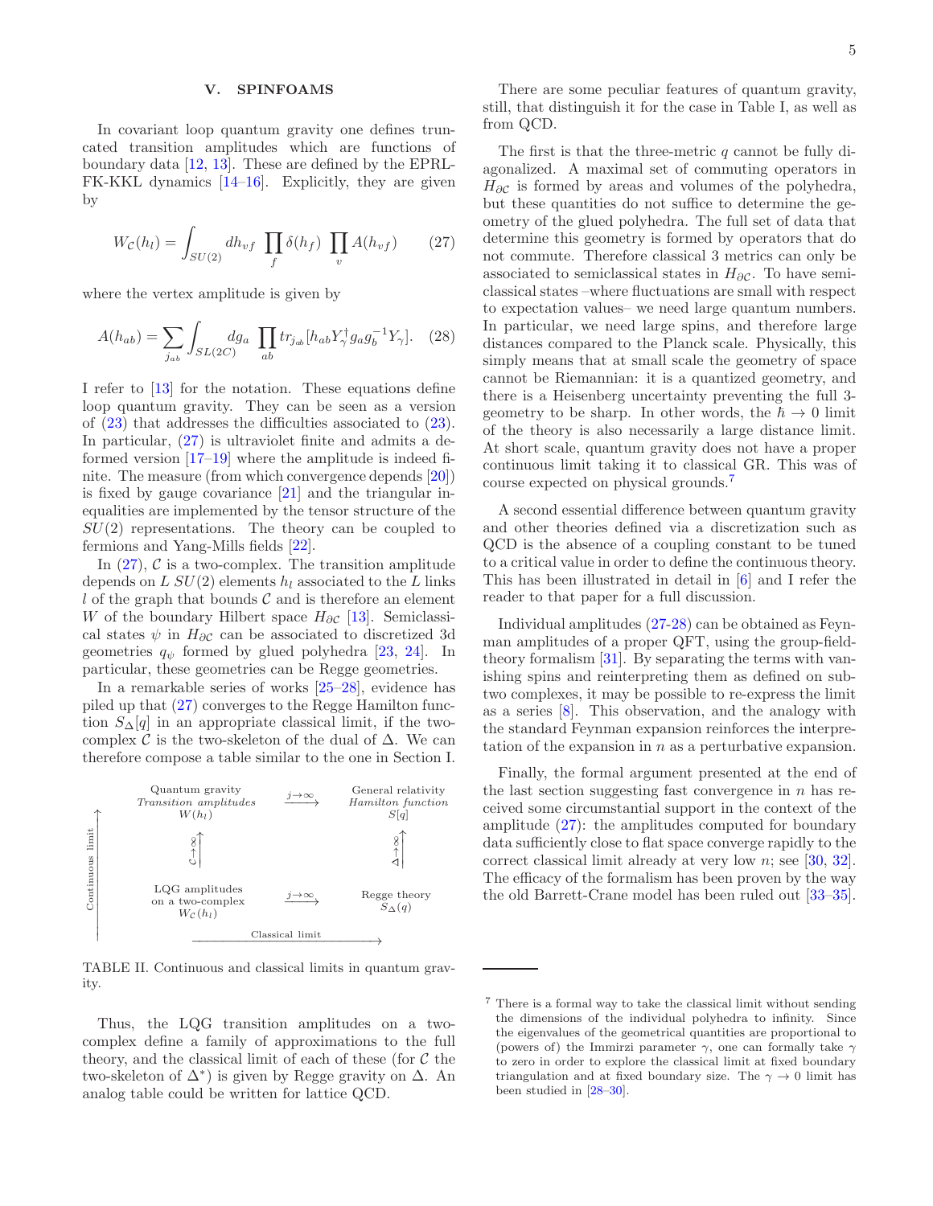## V. SPINFOAMS

In covariant loop quantum gravity one defines truncated transition amplitudes which are functions of boundary data [12, 13]. These are defined by the EPRL-FK-KKL dynamics [14–16]. Explicitly, they are given by

$$W_{\mathcal{C}}(h_l) = \int_{SU(2)} dh_{vf} \prod_f \delta(h_f) \prod_v A(h_{vf}) \tag{27}$$

where the vertex amplitude is given by

$$A(h_{ab}) = \sum_{j_{ab}} \int_{SL(2C)} dg_a \prod_{ab} tr_{j_{ab}}[h_{ab} Y_\gamma^\dagger g_a g_b^{-1} Y_\gamma]. \tag{28}$$

I refer to [13] for the notation. These equations define loop quantum gravity. They can be seen as a version of (23) that addresses the difficulties associated to (23). In particular, (27) is ultraviolet finite and admits a deformed version [17–19] where the amplitude is indeed finite. The measure (from which convergence depends [20]) is fixed by gauge covariance [21] and the triangular inequalities are implemented by the tensor structure of the $SU(2)$ representations. The theory can be coupled to fermions and Yang-Mills fields [22].

In (27), $\mathcal{C}$ is a two-complex. The transition amplitude depends on $L$ $SU(2)$ elements $h_l$ associated to the $L$ links $l$ of the graph that bounds $\mathcal{C}$ and is therefore an element $W$ of the boundary Hilbert space $H_{\partial\mathcal{C}}$ [13]. Semiclassical states $\psi$ in $H_{\partial\mathcal{C}}$ can be associated to discretized 3d geometries $q_\psi$ formed by glued polyhedra [23, 24]. In particular, these geometries can be Regge geometries.

In a remarkable series of works [25–28], evidence has piled up that (27) converges to the Regge Hamilton function $S_\Delta[q]$ in an appropriate classical limit, if the two-complex $\mathcal{C}$ is the two-skeleton of the dual of $\Delta$. We can therefore compose a table similar to the one in Section I.

| | | |
|---|---|---|
| Quantum gravity<br>*Transition amplitudes*<br>$W(h_l)$ | $\xrightarrow{j\to\infty}$ | General relativity<br>*Hamilton function*<br>$S[q]$ |
| $\uparrow \mathcal{C}\to\infty$ | | $\uparrow \Delta\to\infty$ |
| LQG amplitudes<br>on a two-complex<br>$W_{\mathcal{C}}(h_l)$ | $\xrightarrow{j\to\infty}$ | Regge theory<br>$S_\Delta(q)$ |

(Vertical axis: Continuous limit; horizontal axis: Classical limit)

TABLE II. Continuous and classical limits in quantum gravity.

Thus, the LQG transition amplitudes on a two-complex define a family of approximations to the full theory, and the classical limit of each of these (for $\mathcal{C}$ the two-skeleton of $\Delta^*$) is given by Regge gravity on $\Delta$. An analog table could be written for lattice QCD.

There are some peculiar features of quantum gravity, still, that distinguish it for the case in Table I, as well as from QCD.

The first is that the three-metric $q$ cannot be fully diagonalized. A maximal set of commuting operators in $H_{\partial\mathcal{C}}$ is formed by areas and volumes of the polyhedra, but these quantities do not suffice to determine the geometry of the glued polyhedra. The full set of data that determine this geometry is formed by operators that do not commute. Therefore classical 3 metrics can only be associated to semiclassical states in $H_{\partial\mathcal{C}}$. To have semiclassical states –where fluctuations are small with respect to expectation values– we need large quantum numbers. In particular, we need large spins, and therefore large distances compared to the Planck scale. Physically, this simply means that at small scale the geometry of space cannot be Riemannian: it is a quantized geometry, and there is a Heisenberg uncertainty preventing the full 3-geometry to be sharp. In other words, the $\hbar \to 0$ limit of the theory is also necessarily a large distance limit. At short scale, quantum gravity does not have a proper continuous limit taking it to classical GR. This was of course expected on physical grounds.[7]

A second essential difference between quantum gravity and other theories defined via a discretization such as QCD is the absence of a coupling constant to be tuned to a critical value in order to define the continuous theory. This has been illustrated in detail in [6] and I refer the reader to that paper for a full discussion.

Individual amplitudes (27-28) can be obtained as Feynman amplitudes of a proper QFT, using the group-field-theory formalism [31]. By separating the terms with vanishing spins and reinterpreting them as defined on sub-two complexes, it may be possible to re-express the limit as a series [8]. This observation, and the analogy with the standard Feynman expansion reinforces the interpretation of the expansion in $n$ as a perturbative expansion.

Finally, the formal argument presented at the end of the last section suggesting fast convergence in $n$ has received some circumstantial support in the context of the amplitude (27): the amplitudes computed for boundary data sufficiently close to flat space converge rapidly to the correct classical limit already at very low $n$; see [30, 32]. The efficacy of the formalism has been proven by the way the old Barrett-Crane model has been ruled out [33–35].

---

[7] There is a formal way to take the classical limit without sending the dimensions of the individual polyhedra to infinity. Since the eigenvalues of the geometrical quantities are proportional to (powers of) the Immirzi parameter $\gamma$, one can formally take $\gamma$ to zero in order to explore the classical limit at fixed boundary triangulation and at fixed boundary size. The $\gamma \to 0$ limit has been studied in [28–30].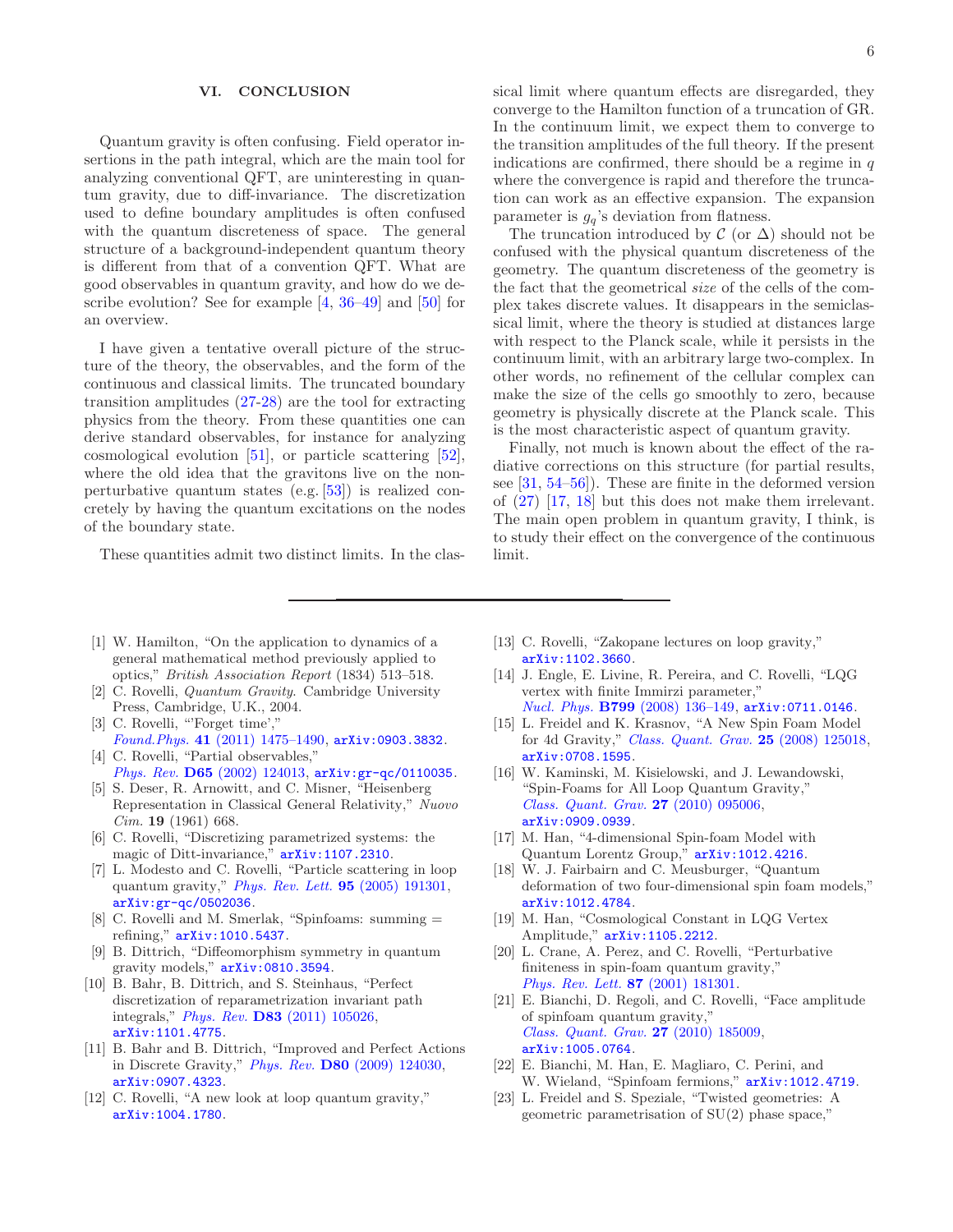## VI. CONCLUSION

Quantum gravity is often confusing. Field operator insertions in the path integral, which are the main tool for analyzing conventional QFT, are uninteresting in quantum gravity, due to diff-invariance. The discretization used to define boundary amplitudes is often confused with the quantum discreteness of space. The general structure of a background-independent quantum theory is different from that of a convention QFT. What are good observables in quantum gravity, and how do we describe evolution? See for example [4, 36–49] and [50] for an overview.

I have given a tentative overall picture of the structure of the theory, the observables, and the form of the continuous and classical limits. The truncated boundary transition amplitudes (27-28) are the tool for extracting physics from the theory. From these quantities one can derive standard observables, for instance for analyzing cosmological evolution [51], or particle scattering [52], where the old idea that the gravitons live on the non-perturbative quantum states (e.g. [53]) is realized concretely by having the quantum excitations on the nodes of the boundary state.

These quantities admit two distinct limits. In the classical limit where quantum effects are disregarded, they converge to the Hamilton function of a truncation of GR. In the continuum limit, we expect them to converge to the transition amplitudes of the full theory. If the present indications are confirmed, there should be a regime in $q$ where the convergence is rapid and therefore the truncation can work as an effective expansion. The expansion parameter is $g_q$'s deviation from flatness.

The truncation introduced by $\mathcal{C}$ (or $\Delta$) should not be confused with the physical quantum discreteness of the geometry. The quantum discreteness of the geometry is the fact that the geometrical *size* of the cells of the complex takes discrete values. It disappears in the semiclassical limit, where the theory is studied at distances large with respect to the Planck scale, while it persists in the continuum limit, with an arbitrary large two-complex. In other words, no refinement of the cellular complex can make the size of the cells go smoothly to zero, because geometry is physically discrete at the Planck scale. This is the most characteristic aspect of quantum gravity.

Finally, not much is known about the effect of the radiative corrections on this structure (for partial results, see [31, 54–56]). These are finite in the deformed version of (27) [17, 18] but this does not make them irrelevant. The main open problem in quantum gravity, I think, is to study their effect on the convergence of the continuous limit.

---

[1] W. Hamilton, "On the application to dynamics of a general mathematical method previously applied to optics," *British Association Report* (1834) 513–518.

[2] C. Rovelli, *Quantum Gravity.* Cambridge University Press, Cambridge, U.K., 2004.

[3] C. Rovelli, "'Forget time'," *Found.Phys.* **41** (2011) 1475–1490, arXiv:0903.3832.

[4] C. Rovelli, "Partial observables," *Phys. Rev.* **D65** (2002) 124013, arXiv:gr-qc/0110035.

[5] S. Deser, R. Arnowitt, and C. Misner, "Heisenberg Representation in Classical General Relativity," *Nuovo Cim.* **19** (1961) 668.

[6] C. Rovelli, "Discretizing parametrized systems: the magic of Ditt-invariance," arXiv:1107.2310.

[7] L. Modesto and C. Rovelli, "Particle scattering in loop quantum gravity," *Phys. Rev. Lett.* **95** (2005) 191301, arXiv:gr-qc/0502036.

[8] C. Rovelli and M. Smerlak, "Spinfoams: summing = refining," arXiv:1010.5437.

[9] B. Dittrich, "Diffeomorphism symmetry in quantum gravity models," arXiv:0810.3594.

[10] B. Bahr, B. Dittrich, and S. Steinhaus, "Perfect discretization of reparametrization invariant path integrals," *Phys. Rev.* **D83** (2011) 105026, arXiv:1101.4775.

[11] B. Bahr and B. Dittrich, "Improved and Perfect Actions in Discrete Gravity," *Phys. Rev.* **D80** (2009) 124030, arXiv:0907.4323.

[12] C. Rovelli, "A new look at loop quantum gravity," arXiv:1004.1780.

[13] C. Rovelli, "Zakopane lectures on loop gravity," arXiv:1102.3660.

[14] J. Engle, E. Livine, R. Pereira, and C. Rovelli, "LQG vertex with finite Immirzi parameter," *Nucl. Phys.* **B799** (2008) 136–149, arXiv:0711.0146.

[15] L. Freidel and K. Krasnov, "A New Spin Foam Model for 4d Gravity," *Class. Quant. Grav.* **25** (2008) 125018, arXiv:0708.1595.

[16] W. Kaminski, M. Kisielowski, and J. Lewandowski, "Spin-Foams for All Loop Quantum Gravity," *Class. Quant. Grav.* **27** (2010) 095006, arXiv:0909.0939.

[17] M. Han, "4-dimensional Spin-foam Model with Quantum Lorentz Group," arXiv:1012.4216.

[18] W. J. Fairbairn and C. Meusburger, "Quantum deformation of two four-dimensional spin foam models," arXiv:1012.4784.

[19] M. Han, "Cosmological Constant in LQG Vertex Amplitude," arXiv:1105.2212.

[20] L. Crane, A. Perez, and C. Rovelli, "Perturbative finiteness in spin-foam quantum gravity," *Phys. Rev. Lett.* **87** (2001) 181301.

[21] E. Bianchi, D. Regoli, and C. Rovelli, "Face amplitude of spinfoam quantum gravity," *Class. Quant. Grav.* **27** (2010) 185009, arXiv:1005.0764.

[22] E. Bianchi, M. Han, E. Magliaro, C. Perini, and W. Wieland, "Spinfoam fermions," arXiv:1012.4719.

[23] L. Freidel and S. Speziale, "Twisted geometries: A geometric parametrisation of SU(2) phase space,"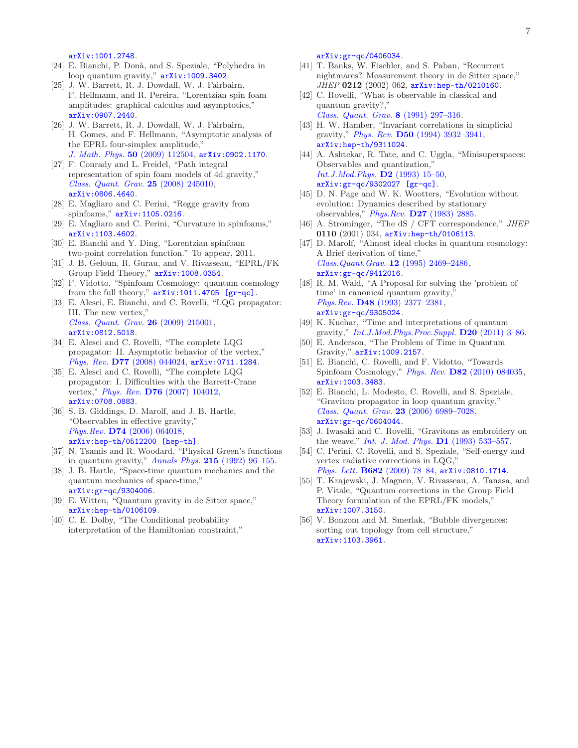arXiv:1001.2748.

[24] E. Bianchi, P. Donà, and S. Speziale, "Polyhedra in loop quantum gravity," arXiv:1009.3402.

[25] J. W. Barrett, R. J. Dowdall, W. J. Fairbairn, F. Hellmann, and R. Pereira, "Lorentzian spin foam amplitudes: graphical calculus and asymptotics," arXiv:0907.2440.

[26] J. W. Barrett, R. J. Dowdall, W. J. Fairbairn, H. Gomes, and F. Hellmann, "Asymptotic analysis of the EPRL four-simplex amplitude," *J. Math. Phys.* **50** (2009) 112504, arXiv:0902.1170.

[27] F. Conrady and L. Freidel, "Path integral representation of spin foam models of 4d gravity," *Class. Quant. Grav.* **25** (2008) 245010, arXiv:0806.4640.

[28] E. Magliaro and C. Perini, "Regge gravity from spinfoams," arXiv:1105.0216.

[29] E. Magliaro and C. Perini, "Curvature in spinfoams," arXiv:1103.4602.

[30] E. Bianchi and Y. Ding, "Lorentzian spinfoam two-point correlation function." To appear, 2011.

[31] J. B. Geloun, R. Gurau, and V. Rivasseau, "EPRL/FK Group Field Theory," arXiv:1008.0354.

[32] F. Vidotto, "Spinfoam Cosmology: quantum cosmology from the full theory," arXiv:1011.4705 [gr-qc].

[33] E. Alesci, E. Bianchi, and C. Rovelli, "LQG propagator: III. The new vertex," *Class. Quant. Grav.* **26** (2009) 215001, arXiv:0812.5018.

[34] E. Alesci and C. Rovelli, "The complete LQG propagator: II. Asymptotic behavior of the vertex," *Phys. Rev.* **D77** (2008) 044024, arXiv:0711.1284.

[35] E. Alesci and C. Rovelli, "The complete LQG propagator: I. Difficulties with the Barrett-Crane vertex," *Phys. Rev.* **D76** (2007) 104012, arXiv:0708.0883.

[36] S. B. Giddings, D. Marolf, and J. B. Hartle, "Observables in effective gravity," *Phys.Rev.* **D74** (2006) 064018, arXiv:hep-th/0512200 [hep-th].

[37] N. Tsamis and R. Woodard, "Physical Green's functions in quantum gravity," *Annals Phys.* **215** (1992) 96–155.

[38] J. B. Hartle, "Space-time quantum mechanics and the quantum mechanics of space-time," arXiv:gr-qc/9304006.

[39] E. Witten, "Quantum gravity in de Sitter space," arXiv:hep-th/0106109.

[40] C. E. Dolby, "The Conditional probability interpretation of the Hamiltonian constraint," arXiv:gr-qc/0406034.

[41] T. Banks, W. Fischler, and S. Paban, "Recurrent nightmares? Measurement theory in de Sitter space," *JHEP* **0212** (2002) 062, arXiv:hep-th/0210160.

[42] C. Rovelli, "What is observable in classical and quantum gravity?," *Class. Quant. Grav.* **8** (1991) 297–316.

[43] H. W. Hamber, "Invariant correlations in simplicial gravity," *Phys. Rev.* **D50** (1994) 3932–3941, arXiv:hep-th/9311024.

[44] A. Ashtekar, R. Tate, and C. Uggla, "Minisuperspaces: Observables and quantization," *Int.J.Mod.Phys.* **D2** (1993) 15–50, arXiv:gr-qc/9302027 [gr-qc].

[45] D. N. Page and W. K. Wootters, "Evolution without evolution: Dynamics described by stationary observables," *Phys.Rev.* **D27** (1983) 2885.

[46] A. Strominger, "The dS / CFT correspondence," *JHEP* **0110** (2001) 034, arXiv:hep-th/0106113.

[47] D. Marolf, "Almost ideal clocks in quantum cosmology: A Brief derivation of time," *Class.Quant.Grav.* **12** (1995) 2469–2486, arXiv:gr-qc/9412016.

[48] R. M. Wald, "A Proposal for solving the 'problem of time' in canonical quantum gravity," *Phys.Rev.* **D48** (1993) 2377–2381, arXiv:gr-qc/9305024.

[49] K. Kuchar, "Time and interpretations of quantum gravity," *Int.J.Mod.Phys.Proc.Suppl.* **D20** (2011) 3–86.

[50] E. Anderson, "The Problem of Time in Quantum Gravity," arXiv:1009.2157.

[51] E. Bianchi, C. Rovelli, and F. Vidotto, "Towards Spinfoam Cosmology," *Phys. Rev.* **D82** (2010) 084035, arXiv:1003.3483.

[52] E. Bianchi, L. Modesto, C. Rovelli, and S. Speziale, "Graviton propagator in loop quantum gravity," *Class. Quant. Grav.* **23** (2006) 6989–7028, arXiv:gr-qc/0604044.

[53] J. Iwasaki and C. Rovelli, "Gravitons as embroidery on the weave," *Int. J. Mod. Phys.* **D1** (1993) 533–557.

[54] C. Perini, C. Rovelli, and S. Speziale, "Self-energy and vertex radiative corrections in LQG," *Phys. Lett.* **B682** (2009) 78–84, arXiv:0810.1714.

[55] T. Krajewski, J. Magnen, V. Rivasseau, A. Tanasa, and P. Vitale, "Quantum corrections in the Group Field Theory formulation of the EPRL/FK models," arXiv:1007.3150.

[56] V. Bonzom and M. Smerlak, "Bubble divergences: sorting out topology from cell structure," arXiv:1103.3961.